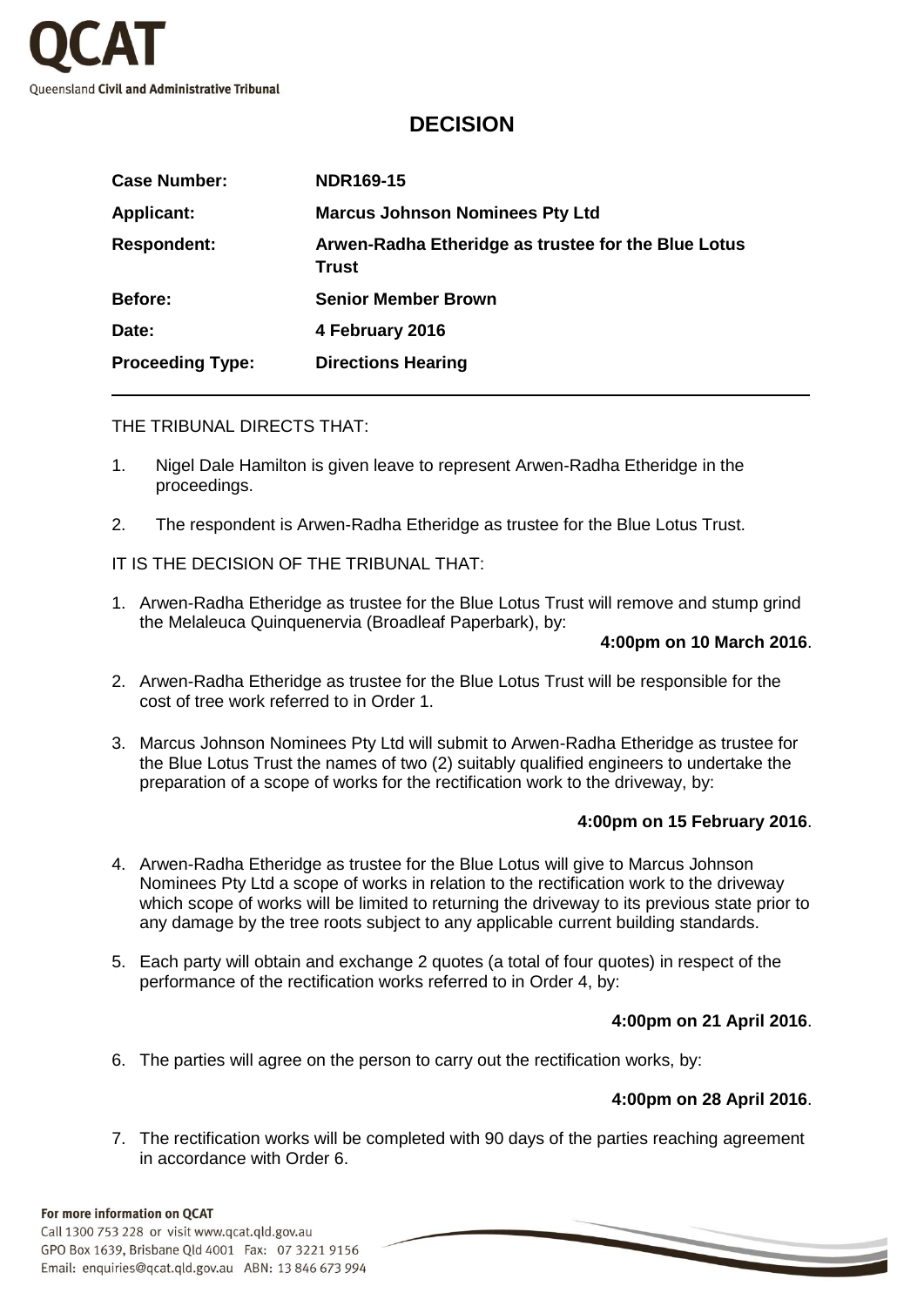QCAT

Queensland **Civil and Administrative Tribunal**

# DECISION

| | |
|---|---|
| **Case Number:** | **NDR169-15** |
| **Applicant:** | **Marcus Johnson Nominees Pty Ltd** |
| **Respondent:** | **Arwen-Radha Etheridge as trustee for the Blue Lotus Trust** |
| **Before:** | **Senior Member Brown** |
| **Date:** | **4 February 2016** |
| **Proceeding Type:** | **Directions Hearing** |

THE TRIBUNAL DIRECTS THAT:

1. Nigel Dale Hamilton is given leave to represent Arwen-Radha Etheridge in the proceedings.
2. The respondent is Arwen-Radha Etheridge as trustee for the Blue Lotus Trust.

IT IS THE DECISION OF THE TRIBUNAL THAT:

1. Arwen-Radha Etheridge as trustee for the Blue Lotus Trust will remove and stump grind the Melaleuca Quinquenervia (Broadleaf Paperbark), by:

   **4:00pm on 10 March 2016**.

2. Arwen-Radha Etheridge as trustee for the Blue Lotus Trust will be responsible for the cost of tree work referred to in Order 1.
3. Marcus Johnson Nominees Pty Ltd will submit to Arwen-Radha Etheridge as trustee for the Blue Lotus Trust the names of two (2) suitably qualified engineers to undertake the preparation of a scope of works for the rectification work to the driveway, by:

   **4:00pm on 15 February 2016**.

4. Arwen-Radha Etheridge as trustee for the Blue Lotus will give to Marcus Johnson Nominees Pty Ltd a scope of works in relation to the rectification work to the driveway which scope of works will be limited to returning the driveway to its previous state prior to any damage by the tree roots subject to any applicable current building standards.
5. Each party will obtain and exchange 2 quotes (a total of four quotes) in respect of the performance of the rectification works referred to in Order 4, by:

   **4:00pm on 21 April 2016**.

6. The parties will agree on the person to carry out the rectification works, by:

   **4:00pm on 28 April 2016**.

7. The rectification works will be completed with 90 days of the parties reaching agreement in accordance with Order 6.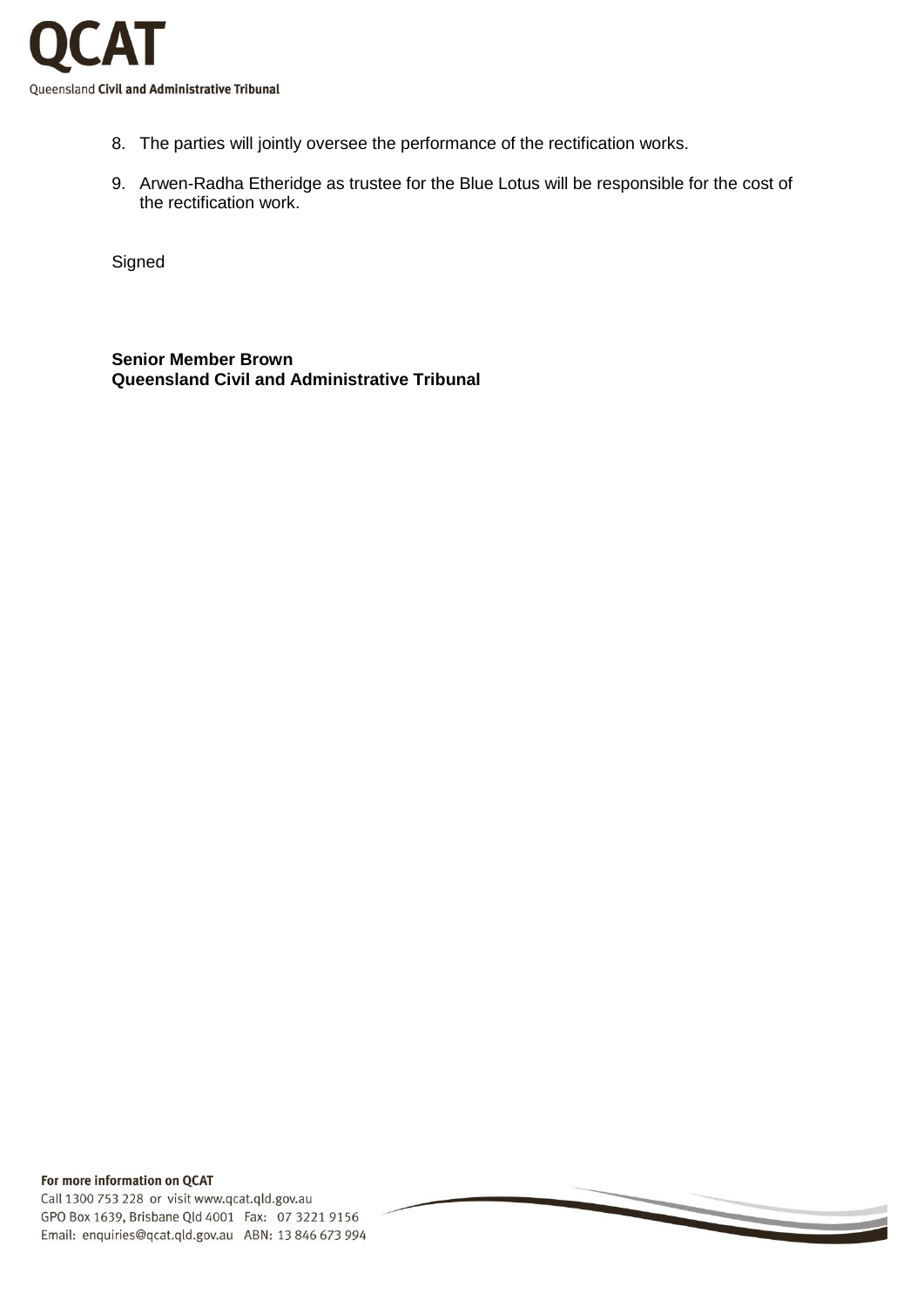8. The parties will jointly oversee the performance of the rectification works.

9. Arwen-Radha Etheridge as trustee for the Blue Lotus will be responsible for the cost of the rectification work.

Signed

**Senior Member Brown**
**Queensland Civil and Administrative Tribunal**